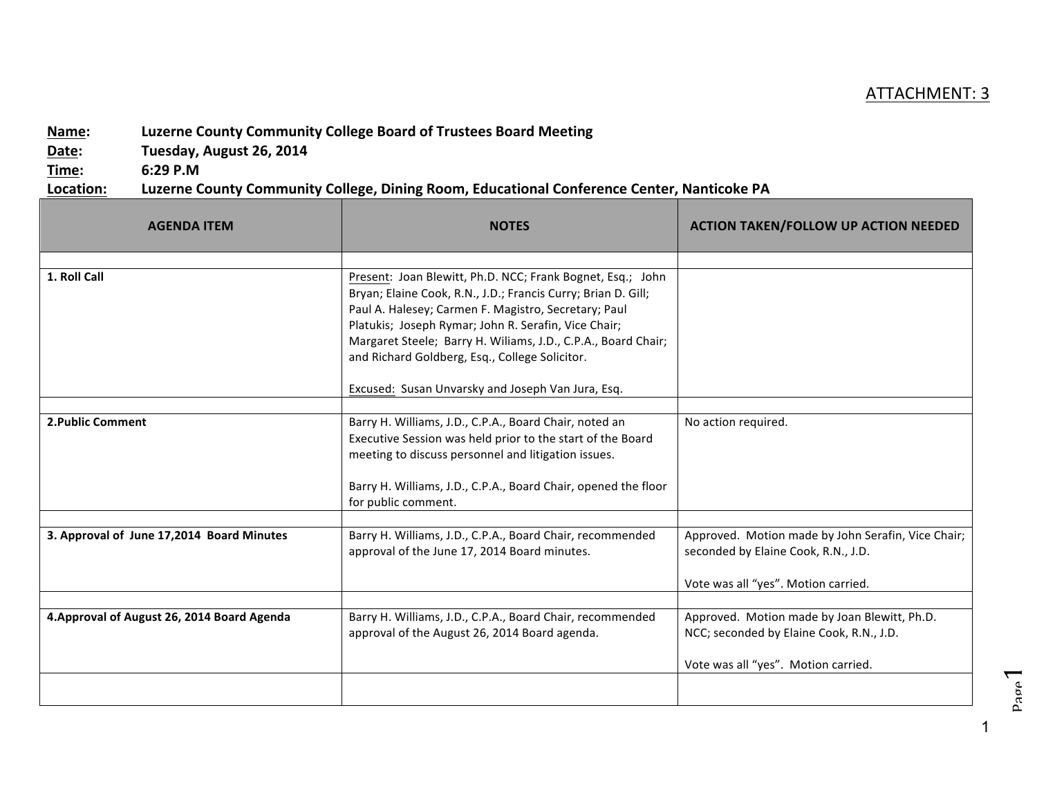ATTACHMENT: 3

**Name:** **Luzerne County Community College Board of Trustees Board Meeting**
**Date:** **Tuesday, August 26, 2014**
**Time:** **6:29 P.M**
**Location:** **Luzerne County Community College, Dining Room, Educational Conference Center, Nanticoke PA**

| AGENDA ITEM | NOTES | ACTION TAKEN/FOLLOW UP ACTION NEEDED |
|---|---|---|
| | | |
| **1. Roll Call** | Present: Joan Blewitt, Ph.D. NCC; Frank Bognet, Esq.; John Bryan; Elaine Cook, R.N., J.D.; Francis Curry; Brian D. Gill; Paul A. Halesey; Carmen F. Magistro, Secretary; Paul Platukis; Joseph Rymar; John R. Serafin, Vice Chair; Margaret Steele; Barry H. Wiliams, J.D., C.P.A., Board Chair; and Richard Goldberg, Esq., College Solicitor.<br><br>Excused: Susan Unvarsky and Joseph Van Jura, Esq. | |
| | | |
| **2.Public Comment** | Barry H. Williams, J.D., C.P.A., Board Chair, noted an Executive Session was held prior to the start of the Board meeting to discuss personnel and litigation issues.<br><br>Barry H. Williams, J.D., C.P.A., Board Chair, opened the floor for public comment. | No action required. |
| | | |
| **3. Approval of June 17,2014 Board Minutes** | Barry H. Williams, J.D., C.P.A., Board Chair, recommended approval of the June 17, 2014 Board minutes. | Approved. Motion made by John Serafin, Vice Chair; seconded by Elaine Cook, R.N., J.D.<br><br>Vote was all "yes". Motion carried. |
| | | |
| **4.Approval of August 26, 2014 Board Agenda** | Barry H. Williams, J.D., C.P.A., Board Chair, recommended approval of the August 26, 2014 Board agenda. | Approved. Motion made by Joan Blewitt, Ph.D. NCC; seconded by Elaine Cook, R.N., J.D.<br><br>Vote was all "yes". Motion carried. |
| | | |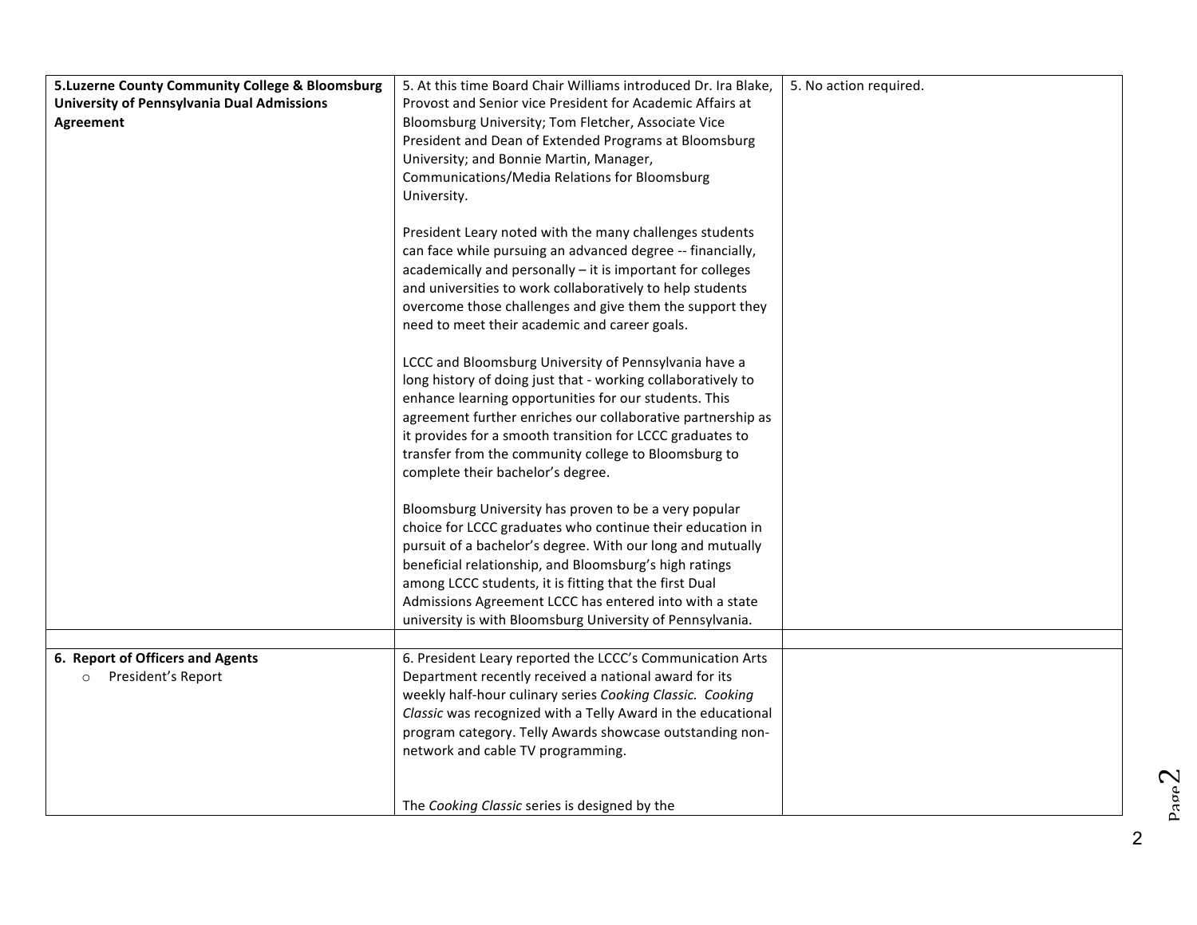| | | |
|---|---|---|
| **5.Luzerne County Community College & Bloomsburg University of Pennsylvania Dual Admissions Agreement** | 5. At this time Board Chair Williams introduced Dr. Ira Blake, Provost and Senior vice President for Academic Affairs at Bloomsburg University; Tom Fletcher, Associate Vice President and Dean of Extended Programs at Bloomsburg University; and Bonnie Martin, Manager, Communications/Media Relations for Bloomsburg University.<br><br>President Leary noted with the many challenges students can face while pursuing an advanced degree -- financially, academically and personally – it is important for colleges and universities to work collaboratively to help students overcome those challenges and give them the support they need to meet their academic and career goals.<br><br>LCCC and Bloomsburg University of Pennsylvania have a long history of doing just that - working collaboratively to enhance learning opportunities for our students. This agreement further enriches our collaborative partnership as it provides for a smooth transition for LCCC graduates to transfer from the community college to Bloomsburg to complete their bachelor's degree.<br><br>Bloomsburg University has proven to be a very popular choice for LCCC graduates who continue their education in pursuit of a bachelor's degree. With our long and mutually beneficial relationship, and Bloomsburg's high ratings among LCCC students, it is fitting that the first Dual Admissions Agreement LCCC has entered into with a state university is with Bloomsburg University of Pennsylvania. | 5. No action required. |
| | | |
| **6. Report of Officers and Agents**<br>○ President's Report | 6. President Leary reported the LCCC's Communication Arts Department recently received a national award for its weekly half-hour culinary series *Cooking Classic. Cooking Classic* was recognized with a Telly Award in the educational program category. Telly Awards showcase outstanding non-network and cable TV programming.<br><br>The *Cooking Classic* series is designed by the | |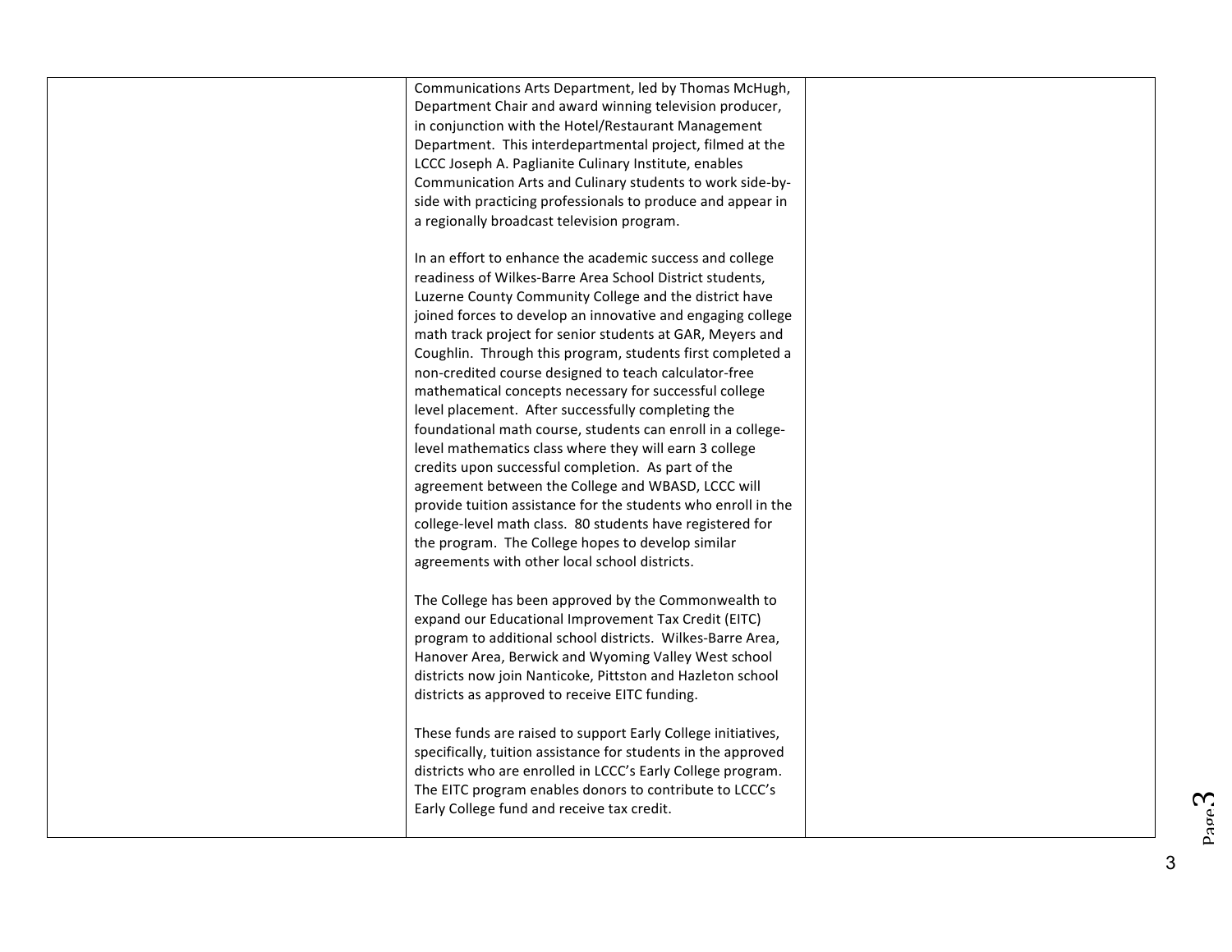| | | |
|---|---|---|
| | Communications Arts Department, led by Thomas McHugh, Department Chair and award winning television producer, in conjunction with the Hotel/Restaurant Management Department. This interdepartmental project, filmed at the LCCC Joseph A. Paglianite Culinary Institute, enables Communication Arts and Culinary students to work side-by-side with practicing professionals to produce and appear in a regionally broadcast television program.<br><br>In an effort to enhance the academic success and college readiness of Wilkes-Barre Area School District students, Luzerne County Community College and the district have joined forces to develop an innovative and engaging college math track project for senior students at GAR, Meyers and Coughlin. Through this program, students first completed a non-credited course designed to teach calculator-free mathematical concepts necessary for successful college level placement. After successfully completing the foundational math course, students can enroll in a college-level mathematics class where they will earn 3 college credits upon successful completion. As part of the agreement between the College and WBASD, LCCC will provide tuition assistance for the students who enroll in the college-level math class. 80 students have registered for the program. The College hopes to develop similar agreements with other local school districts.<br><br>The College has been approved by the Commonwealth to expand our Educational Improvement Tax Credit (EITC) program to additional school districts. Wilkes-Barre Area, Hanover Area, Berwick and Wyoming Valley West school districts now join Nanticoke, Pittston and Hazleton school districts as approved to receive EITC funding.<br><br>These funds are raised to support Early College initiatives, specifically, tuition assistance for students in the approved districts who are enrolled in LCCC's Early College program. The EITC program enables donors to contribute to LCCC's Early College fund and receive tax credit. | |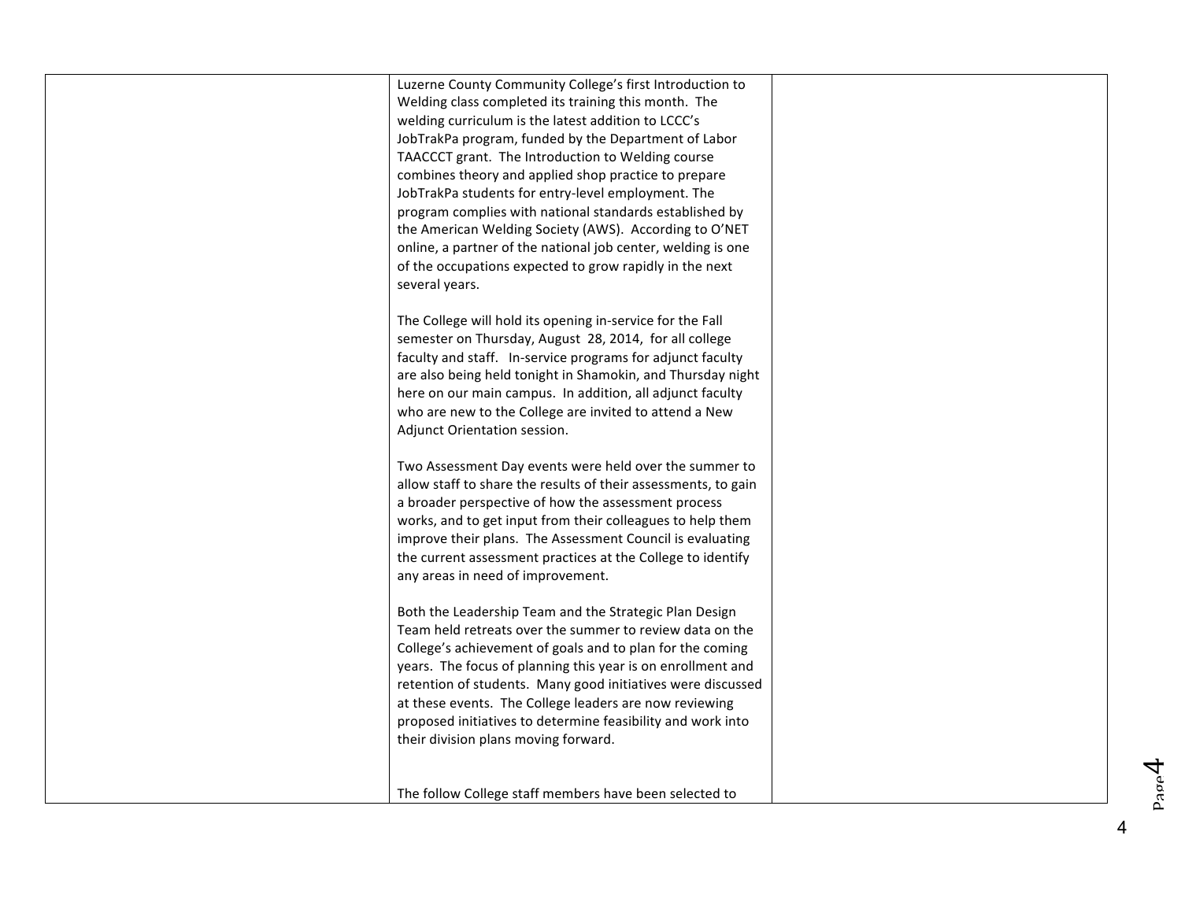| | | |
|---|---|---|
| | Luzerne County Community College's first Introduction to Welding class completed its training this month. The welding curriculum is the latest addition to LCCC's JobTrakPa program, funded by the Department of Labor TAACCCT grant. The Introduction to Welding course combines theory and applied shop practice to prepare JobTrakPa students for entry-level employment. The program complies with national standards established by the American Welding Society (AWS). According to O'NET online, a partner of the national job center, welding is one of the occupations expected to grow rapidly in the next several years.<br><br>The College will hold its opening in-service for the Fall semester on Thursday, August 28, 2014, for all college faculty and staff. In-service programs for adjunct faculty are also being held tonight in Shamokin, and Thursday night here on our main campus. In addition, all adjunct faculty who are new to the College are invited to attend a New Adjunct Orientation session.<br><br>Two Assessment Day events were held over the summer to allow staff to share the results of their assessments, to gain a broader perspective of how the assessment process works, and to get input from their colleagues to help them improve their plans. The Assessment Council is evaluating the current assessment practices at the College to identify any areas in need of improvement.<br><br>Both the Leadership Team and the Strategic Plan Design Team held retreats over the summer to review data on the College's achievement of goals and to plan for the coming years. The focus of planning this year is on enrollment and retention of students. Many good initiatives were discussed at these events. The College leaders are now reviewing proposed initiatives to determine feasibility and work into their division plans moving forward.<br><br>The follow College staff members have been selected to | |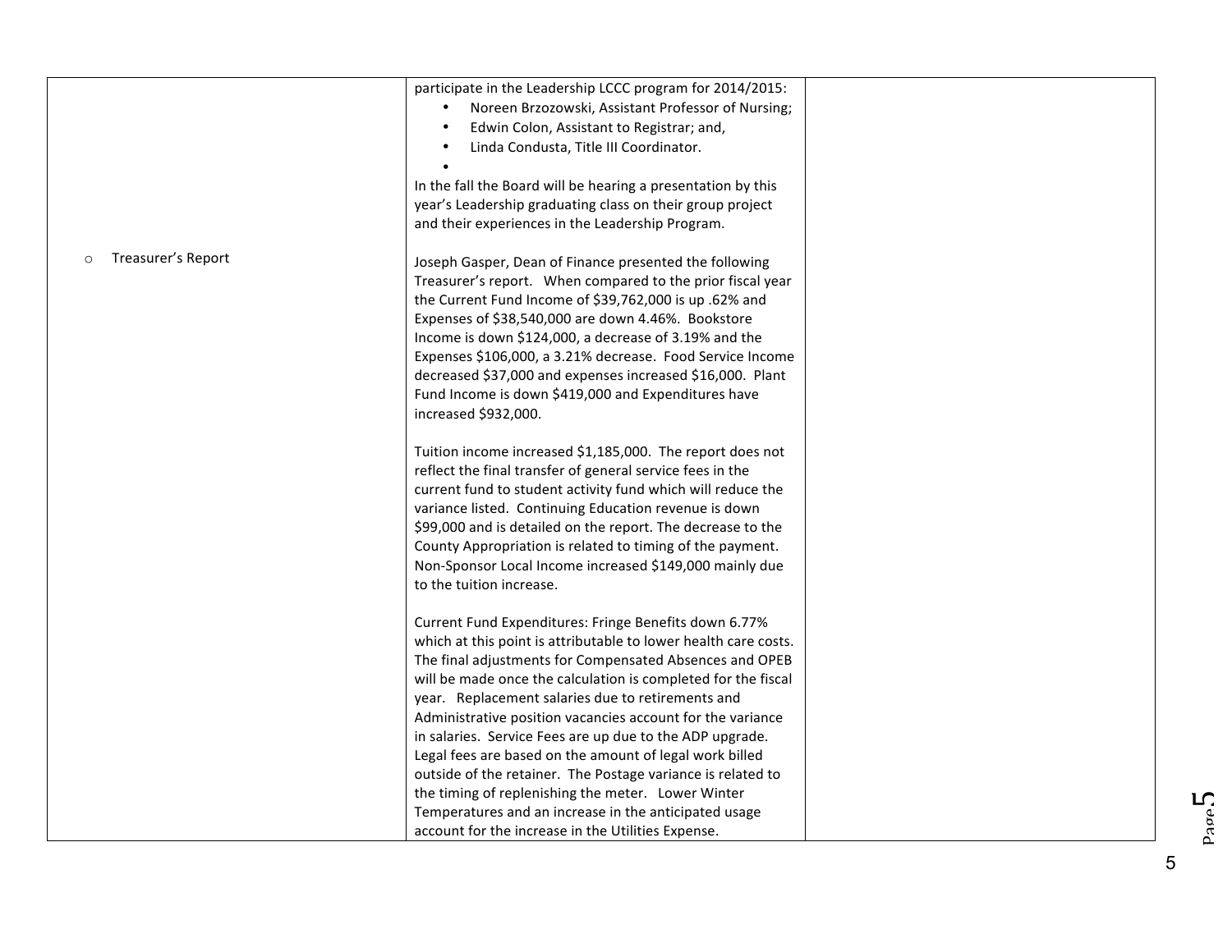| | | |
|---|---|---|
| | participate in the Leadership LCCC program for 2014/2015:<br>• Noreen Brzozowski, Assistant Professor of Nursing;<br>• Edwin Colon, Assistant to Registrar; and,<br>• Linda Condusta, Title III Coordinator.<br>•<br>In the fall the Board will be hearing a presentation by this year's Leadership graduating class on their group project and their experiences in the Leadership Program. | |
| ○ Treasurer's Report | Joseph Gasper, Dean of Finance presented the following Treasurer's report. When compared to the prior fiscal year the Current Fund Income of $39,762,000 is up .62% and Expenses of $38,540,000 are down 4.46%. Bookstore Income is down $124,000, a decrease of 3.19% and the Expenses $106,000, a 3.21% decrease. Food Service Income decreased $37,000 and expenses increased $16,000. Plant Fund Income is down $419,000 and Expenditures have increased $932,000.<br><br>Tuition income increased $1,185,000. The report does not reflect the final transfer of general service fees in the current fund to student activity fund which will reduce the variance listed. Continuing Education revenue is down $99,000 and is detailed on the report. The decrease to the County Appropriation is related to timing of the payment. Non-Sponsor Local Income increased $149,000 mainly due to the tuition increase.<br><br>Current Fund Expenditures: Fringe Benefits down 6.77% which at this point is attributable to lower health care costs. The final adjustments for Compensated Absences and OPEB will be made once the calculation is completed for the fiscal year. Replacement salaries due to retirements and Administrative position vacancies account for the variance in salaries. Service Fees are up due to the ADP upgrade. Legal fees are based on the amount of legal work billed outside of the retainer. The Postage variance is related to the timing of replenishing the meter. Lower Winter Temperatures and an increase in the anticipated usage account for the increase in the Utilities Expense. | |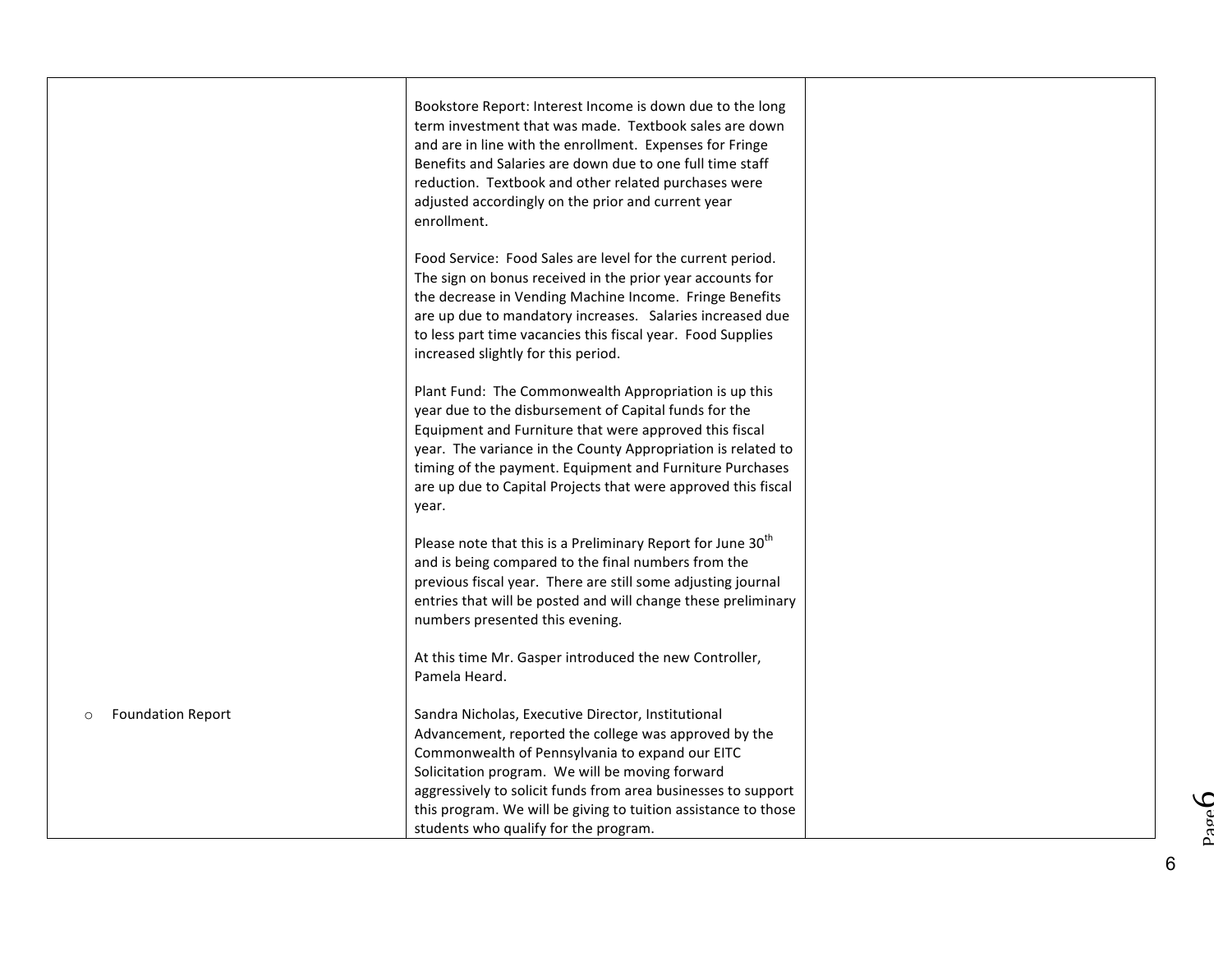|  |  |  |
|---|---|---|
|  | Bookstore Report: Interest Income is down due to the long term investment that was made. Textbook sales are down and are in line with the enrollment. Expenses for Fringe Benefits and Salaries are down due to one full time staff reduction. Textbook and other related purchases were adjusted accordingly on the prior and current year enrollment.<br><br>Food Service: Food Sales are level for the current period. The sign on bonus received in the prior year accounts for the decrease in Vending Machine Income. Fringe Benefits are up due to mandatory increases. Salaries increased due to less part time vacancies this fiscal year. Food Supplies increased slightly for this period.<br><br>Plant Fund: The Commonwealth Appropriation is up this year due to the disbursement of Capital funds for the Equipment and Furniture that were approved this fiscal year. The variance in the County Appropriation is related to timing of the payment. Equipment and Furniture Purchases are up due to Capital Projects that were approved this fiscal year.<br><br>Please note that this is a Preliminary Report for June 30th and is being compared to the final numbers from the previous fiscal year. There are still some adjusting journal entries that will be posted and will change these preliminary numbers presented this evening.<br><br>At this time Mr. Gasper introduced the new Controller, Pamela Heard. |  |
| ○ Foundation Report | Sandra Nicholas, Executive Director, Institutional Advancement, reported the college was approved by the Commonwealth of Pennsylvania to expand our EITC Solicitation program. We will be moving forward aggressively to solicit funds from area businesses to support this program. We will be giving to tuition assistance to those students who qualify for the program. |  |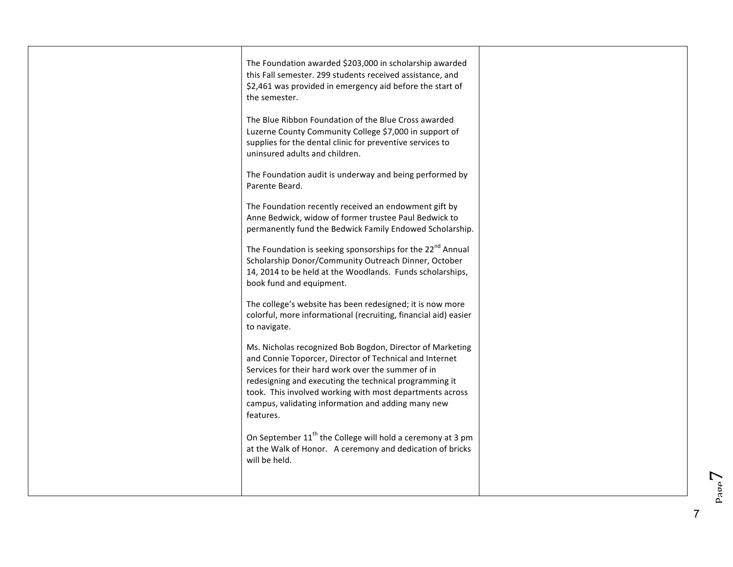| | | |
|---|---|---|
| | The Foundation awarded $203,000 in scholarship awarded this Fall semester. 299 students received assistance, and $2,461 was provided in emergency aid before the start of the semester.<br><br>The Blue Ribbon Foundation of the Blue Cross awarded Luzerne County Community College $7,000 in support of supplies for the dental clinic for preventive services to uninsured adults and children.<br><br>The Foundation audit is underway and being performed by Parente Beard.<br><br>The Foundation recently received an endowment gift by Anne Bedwick, widow of former trustee Paul Bedwick to permanently fund the Bedwick Family Endowed Scholarship.<br><br>The Foundation is seeking sponsorships for the 22nd Annual Scholarship Donor/Community Outreach Dinner, October 14, 2014 to be held at the Woodlands. Funds scholarships, book fund and equipment.<br><br>The college's website has been redesigned; it is now more colorful, more informational (recruiting, financial aid) easier to navigate.<br><br>Ms. Nicholas recognized Bob Bogdon, Director of Marketing and Connie Toporcer, Director of Technical and Internet Services for their hard work over the summer of in redesigning and executing the technical programming it took. This involved working with most departments across campus, validating information and adding many new features.<br><br>On September 11th the College will hold a ceremony at 3 pm at the Walk of Honor. A ceremony and dedication of bricks will be held. | |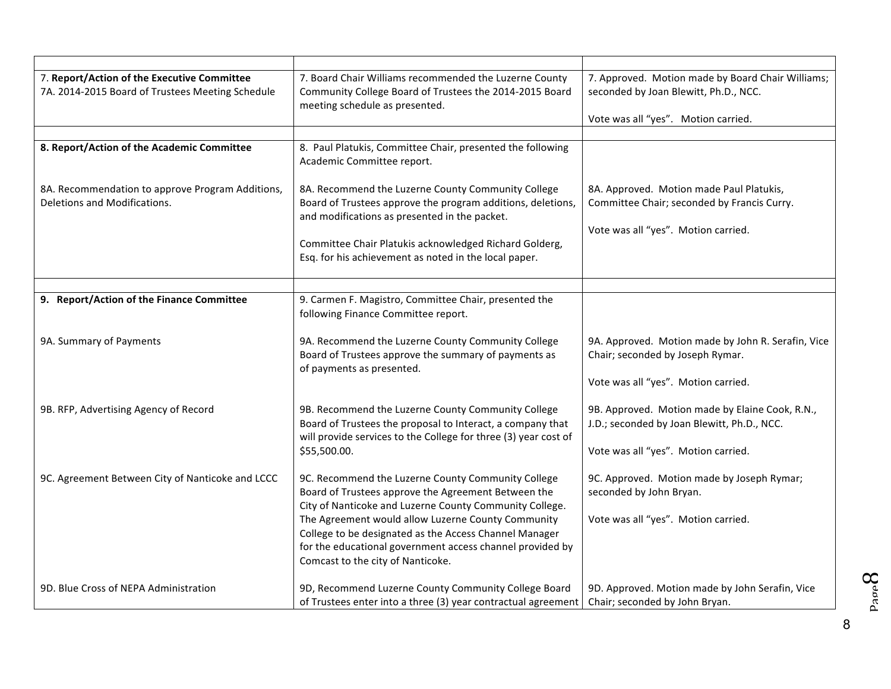| | | |
|---|---|---|
| 7. **Report/Action of the Executive Committee**<br>7A. 2014-2015 Board of Trustees Meeting Schedule | 7. Board Chair Williams recommended the Luzerne County Community College Board of Trustees the 2014-2015 Board meeting schedule as presented. | 7. Approved. Motion made by Board Chair Williams; seconded by Joan Blewitt, Ph.D., NCC.<br><br>Vote was all "yes". Motion carried. |
| | | |
| **8. Report/Action of the Academic Committee**<br><br>8A. Recommendation to approve Program Additions, Deletions and Modifications. | 8. Paul Platukis, Committee Chair, presented the following Academic Committee report.<br><br>8A. Recommend the Luzerne County Community College Board of Trustees approve the program additions, deletions, and modifications as presented in the packet.<br><br>Committee Chair Platukis acknowledged Richard Golderg, Esq. for his achievement as noted in the local paper. | <br><br>8A. Approved. Motion made Paul Platukis, Committee Chair; seconded by Francis Curry.<br><br>Vote was all "yes". Motion carried. |
| | | |
| **9. Report/Action of the Finance Committee**<br><br>9A. Summary of Payments<br><br>9B. RFP, Advertising Agency of Record<br><br>9C. Agreement Between City of Nanticoke and LCCC<br><br>9D. Blue Cross of NEPA Administration | 9. Carmen F. Magistro, Committee Chair, presented the following Finance Committee report.<br><br>9A. Recommend the Luzerne County Community College Board of Trustees approve the summary of payments as of payments as presented.<br><br>9B. Recommend the Luzerne County Community College Board of Trustees the proposal to Interact, a company that will provide services to the College for three (3) year cost of $55,500.00.<br><br>9C. Recommend the Luzerne County Community College Board of Trustees approve the Agreement Between the City of Nanticoke and Luzerne County Community College. The Agreement would allow Luzerne County Community College to be designated as the Access Channel Manager for the educational government access channel provided by Comcast to the city of Nanticoke.<br><br>9D, Recommend Luzerne County Community College Board of Trustees enter into a three (3) year contractual agreement | <br><br>9A. Approved. Motion made by John R. Serafin, Vice Chair; seconded by Joseph Rymar.<br><br>Vote was all "yes". Motion carried.<br><br>9B. Approved. Motion made by Elaine Cook, R.N., J.D.; seconded by Joan Blewitt, Ph.D., NCC.<br><br>Vote was all "yes". Motion carried.<br><br>9C. Approved. Motion made by Joseph Rymar; seconded by John Bryan.<br><br>Vote was all "yes". Motion carried.<br><br>9D. Approved. Motion made by John Serafin, Vice Chair; seconded by John Bryan. |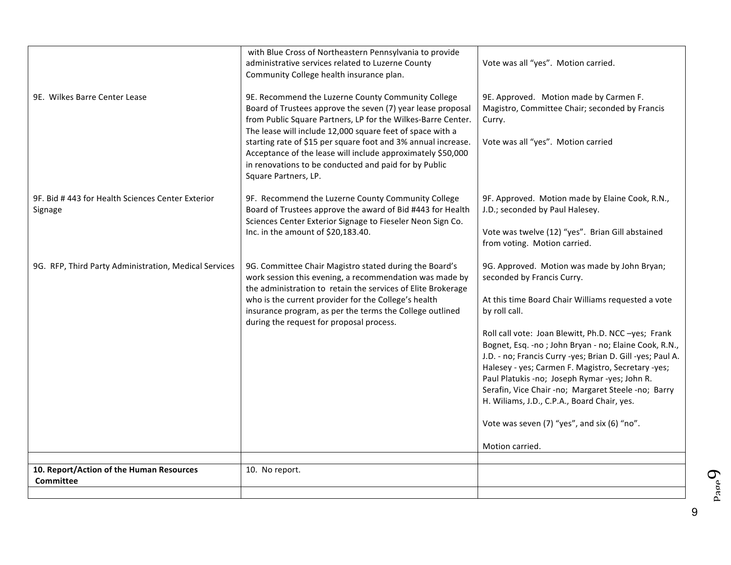| | | |
|---|---|---|
| | with Blue Cross of Northeastern Pennsylvania to provide administrative services related to Luzerne County Community College health insurance plan. | Vote was all "yes". Motion carried. |
| 9E. Wilkes Barre Center Lease | 9E. Recommend the Luzerne County Community College Board of Trustees approve the seven (7) year lease proposal from Public Square Partners, LP for the Wilkes-Barre Center. The lease will include 12,000 square feet of space with a starting rate of $15 per square foot and 3% annual increase. Acceptance of the lease will include approximately $50,000 in renovations to be conducted and paid for by Public Square Partners, LP. | 9E. Approved. Motion made by Carmen F. Magistro, Committee Chair; seconded by Francis Curry.<br><br>Vote was all "yes". Motion carried |
| 9F. Bid # 443 for Health Sciences Center Exterior Signage | 9F. Recommend the Luzerne County Community College Board of Trustees approve the award of Bid #443 for Health Sciences Center Exterior Signage to Fieseler Neon Sign Co. Inc. in the amount of $20,183.40. | 9F. Approved. Motion made by Elaine Cook, R.N., J.D.; seconded by Paul Halesey.<br><br>Vote was twelve (12) "yes". Brian Gill abstained from voting. Motion carried. |
| 9G. RFP, Third Party Administration, Medical Services | 9G. Committee Chair Magistro stated during the Board's work session this evening, a recommendation was made by the administration to retain the services of Elite Brokerage who is the current provider for the College's health insurance program, as per the terms the College outlined during the request for proposal process. | 9G. Approved. Motion was made by John Bryan; seconded by Francis Curry.<br><br>At this time Board Chair Williams requested a vote by roll call.<br><br>Roll call vote: Joan Blewitt, Ph.D. NCC –yes; Frank Bognet, Esq. -no ; John Bryan - no; Elaine Cook, R.N., J.D. - no; Francis Curry -yes; Brian D. Gill -yes; Paul A. Halesey - yes; Carmen F. Magistro, Secretary -yes; Paul Platukis -no; Joseph Rymar -yes; John R. Serafin, Vice Chair -no; Margaret Steele -no; Barry H. Wiliams, J.D., C.P.A., Board Chair, yes.<br><br>Vote was seven (7) "yes", and six (6) "no".<br><br>Motion carried. |
| | | |
| **10. Report/Action of the Human Resources Committee** | 10. No report. | |
| | | |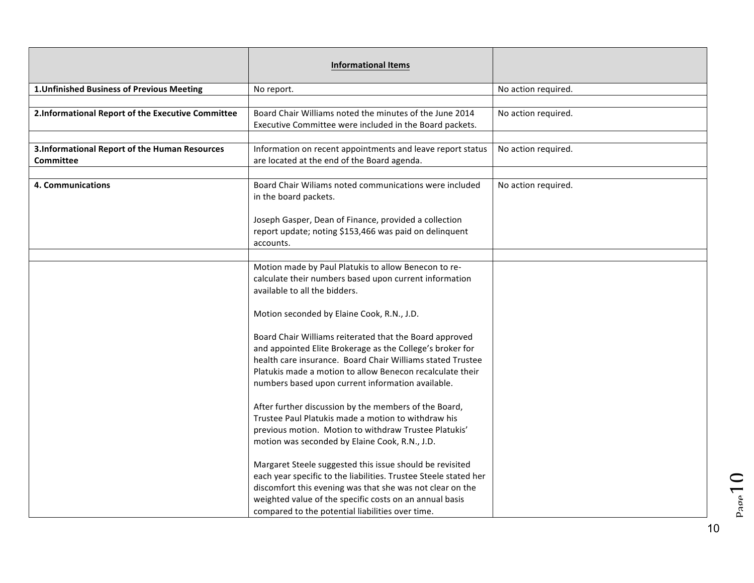| | **Informational Items** | |
|---|---|---|
| **1.Unfinished Business of Previous Meeting** | No report. | No action required. |
| | | |
| **2.Informational Report of the Executive Committee** | Board Chair Williams noted the minutes of the June 2014 Executive Committee were included in the Board packets. | No action required. |
| | | |
| **3.Informational Report of the Human Resources Committee** | Information on recent appointments and leave report status are located at the end of the Board agenda. | No action required. |
| | | |
| **4. Communications** | Board Chair Wiliams noted communications were included in the board packets.<br><br>Joseph Gasper, Dean of Finance, provided a collection report update; noting $153,466 was paid on delinquent accounts. | No action required. |
| | | |
| | Motion made by Paul Platukis to allow Benecon to re-calculate their numbers based upon current information available to all the bidders.<br><br>Motion seconded by Elaine Cook, R.N., J.D.<br><br>Board Chair Williams reiterated that the Board approved and appointed Elite Brokerage as the College's broker for health care insurance. Board Chair Williams stated Trustee Platukis made a motion to allow Benecon recalculate their numbers based upon current information available.<br><br>After further discussion by the members of the Board, Trustee Paul Platukis made a motion to withdraw his previous motion. Motion to withdraw Trustee Platukis' motion was seconded by Elaine Cook, R.N., J.D.<br><br>Margaret Steele suggested this issue should be revisited each year specific to the liabilities. Trustee Steele stated her discomfort this evening was that she was not clear on the weighted value of the specific costs on an annual basis compared to the potential liabilities over time. | |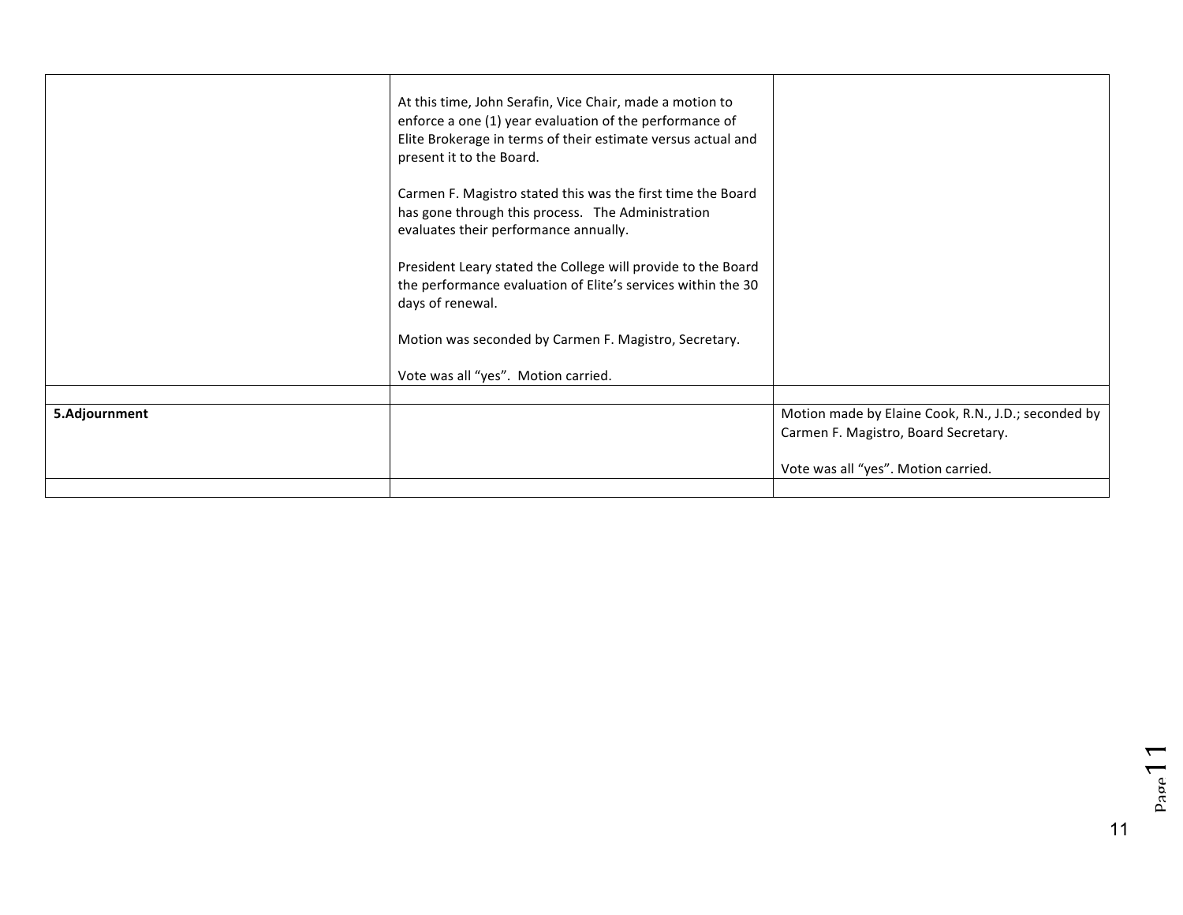| | | |
|---|---|---|
| | At this time, John Serafin, Vice Chair, made a motion to enforce a one (1) year evaluation of the performance of Elite Brokerage in terms of their estimate versus actual and present it to the Board.<br><br>Carmen F. Magistro stated this was the first time the Board has gone through this process. The Administration evaluates their performance annually.<br><br>President Leary stated the College will provide to the Board the performance evaluation of Elite's services within the 30 days of renewal.<br><br>Motion was seconded by Carmen F. Magistro, Secretary.<br><br>Vote was all "yes". Motion carried. | |
| | | |
| **5.Adjournment** | | Motion made by Elaine Cook, R.N., J.D.; seconded by Carmen F. Magistro, Board Secretary.<br><br>Vote was all "yes". Motion carried. |
| | | |